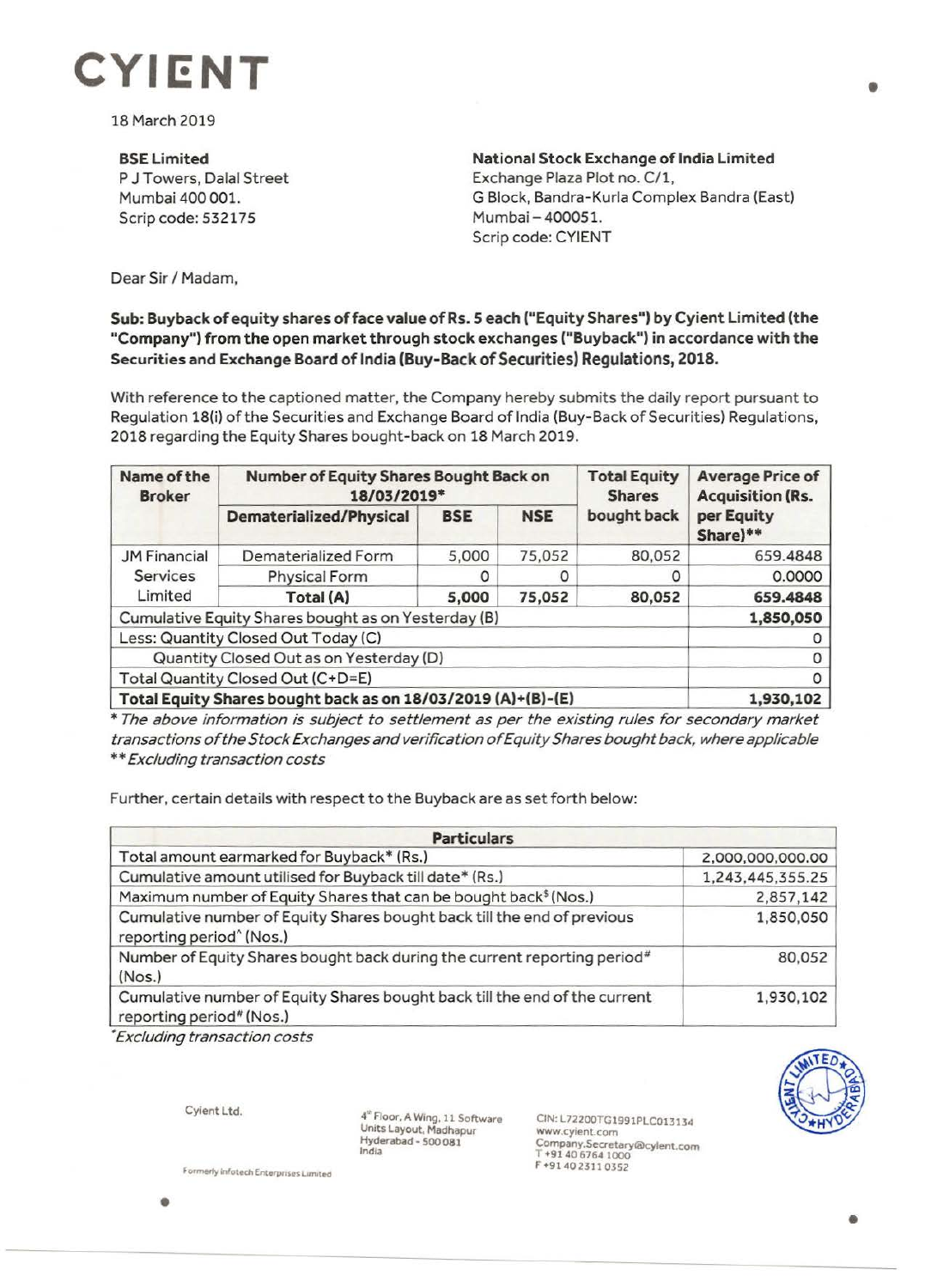# CYIENT

18 March 2019

**BSE Limited**
P J Towers, Dalal Street
Mumbai 400 001.
Scrip code: 532175

**National Stock Exchange of India Limited**
Exchange Plaza Plot no. C/1,
G Block, Bandra-Kurla Complex Bandra (East)
Mumbai – 400051.
Scrip code: CYIENT

Dear Sir / Madam,

**Sub: Buyback of equity shares of face value of Rs. 5 each ("Equity Shares") by Cyient Limited (the "Company") from the open market through stock exchanges ("Buyback") in accordance with the Securities and Exchange Board of India (Buy-Back of Securities) Regulations, 2018.**

With reference to the captioned matter, the Company hereby submits the daily report pursuant to Regulation 18(i) of the Securities and Exchange Board of India (Buy-Back of Securities) Regulations, 2018 regarding the Equity Shares bought-back on 18 March 2019.

| Name of the Broker | Number of Equity Shares Bought Back on 18/03/2019* | | | Total Equity Shares bought back | Average Price of Acquisition (Rs. per Equity Share)** |
|---|---|---|---|---|---|
| | Dematerialized/Physical | BSE | NSE | | |
| JM Financial Services Limited | Dematerialized Form | 5,000 | 75,052 | 80,052 | 659.4848 |
| | Physical Form | 0 | 0 | 0 | 0.0000 |
| | **Total (A)** | **5,000** | **75,052** | **80,052** | **659.4848** |
| Cumulative Equity Shares bought as on Yesterday (B) | | | | | **1,850,050** |
| Less: Quantity Closed Out Today (C) | | | | | 0 |
| Quantity Closed Out as on Yesterday (D) | | | | | 0 |
| Total Quantity Closed Out (C+D=E) | | | | | 0 |
| **Total Equity Shares bought back as on 18/03/2019 (A)+(B)-(E)** | | | | | **1,930,102** |

*\* The above information is subject to settlement as per the existing rules for secondary market transactions of the Stock Exchanges and verification of Equity Shares bought back, where applicable*
*\*\* Excluding transaction costs*

Further, certain details with respect to the Buyback are as set forth below:

| Particulars | |
|---|---|
| Total amount earmarked for Buyback* (Rs.) | 2,000,000,000.00 |
| Cumulative amount utilised for Buyback till date* (Rs.) | 1,243,445,355.25 |
| Maximum number of Equity Shares that can be bought back$ (Nos.) | 2,857,142 |
| Cumulative number of Equity Shares bought back till the end of previous reporting period^ (Nos.) | 1,850,050 |
| Number of Equity Shares bought back during the current reporting period# (Nos.) | 80,052 |
| Cumulative number of Equity Shares bought back till the end of the current reporting period# (Nos.) | 1,930,102 |

*\*Excluding transaction costs*

Cyient Ltd.
Formerly Infotech Enterprises Limited

4th Floor, A Wing, 11 Software Units Layout, Madhapur
Hyderabad - 500 081
India

CIN: L72200TG1991PLC013134
www.cyient.com
Company.Secretary@cyient.com
T +91 40 6764 1000
F +91 40 2311 0352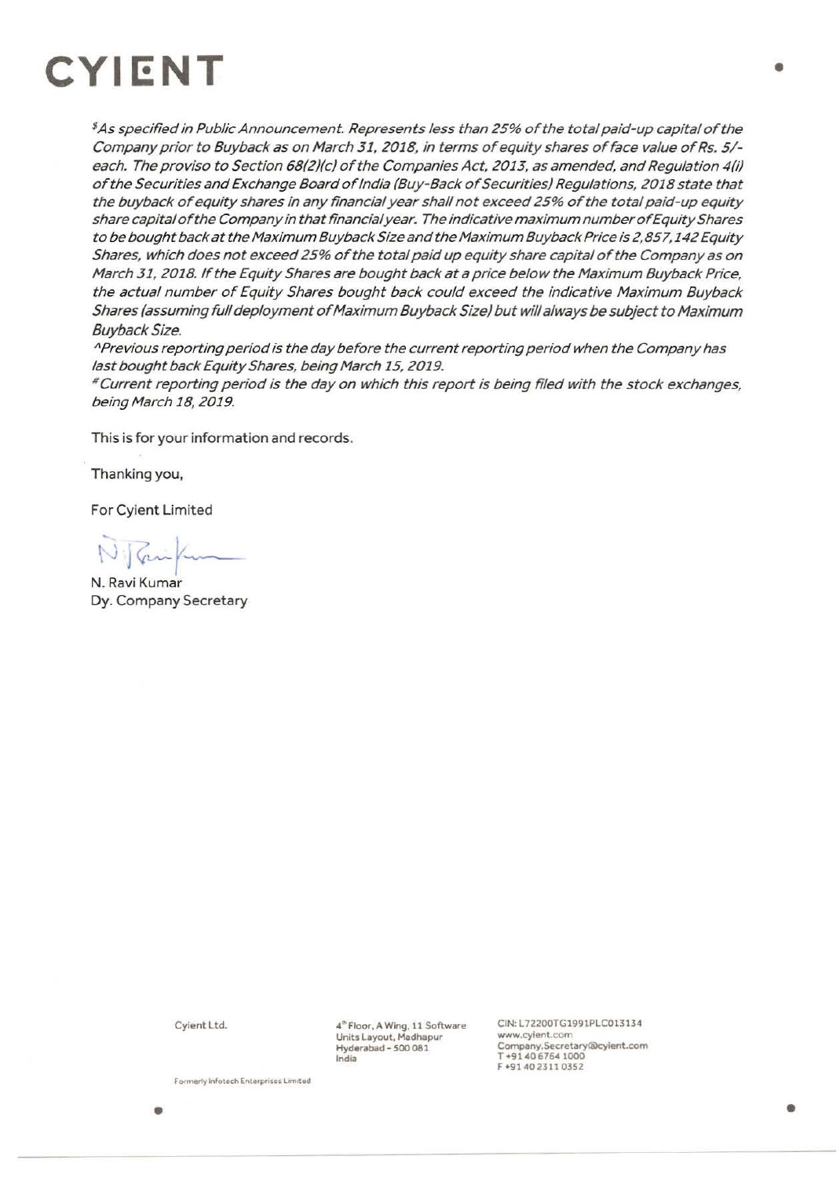# CYIENT

*$As specified in Public Announcement. Represents less than 25% of the total paid-up capital of the Company prior to Buyback as on March 31, 2018, in terms of equity shares of face value of Rs. 5/- each. The proviso to Section 68(2)(c) of the Companies Act, 2013, as amended, and Regulation 4(i) of the Securities and Exchange Board of India (Buy-Back of Securities) Regulations, 2018 state that the buyback of equity shares in any financial year shall not exceed 25% of the total paid-up equity share capital of the Company in that financial year. The indicative maximum number of Equity Shares to be bought back at the Maximum Buyback Size and the Maximum Buyback Price is 2,857,142 Equity Shares, which does not exceed 25% of the total paid up equity share capital of the Company as on March 31, 2018. If the Equity Shares are bought back at a price below the Maximum Buyback Price, the actual number of Equity Shares bought back could exceed the indicative Maximum Buyback Shares (assuming full deployment of Maximum Buyback Size) but will always be subject to Maximum Buyback Size.*

*^Previous reporting period is the day before the current reporting period when the Company has last bought back Equity Shares, being March 15, 2019.*

*#Current reporting period is the day on which this report is being filed with the stock exchanges, being March 18, 2019.*

This is for your information and records.

Thanking you,

For Cyient Limited

N. Ravi Kumar
Dy. Company Secretary

Cyient Ltd.

4th Floor, A Wing, 11 Software Units Layout, Madhapur Hyderabad - 500 081 India

CIN: L72200TG1991PLC013134
www.cyient.com
Company.Secretary@cyient.com
T +91 40 6764 1000
F +91 40 2311 0352

Formerly Infotech Enterprises Limited